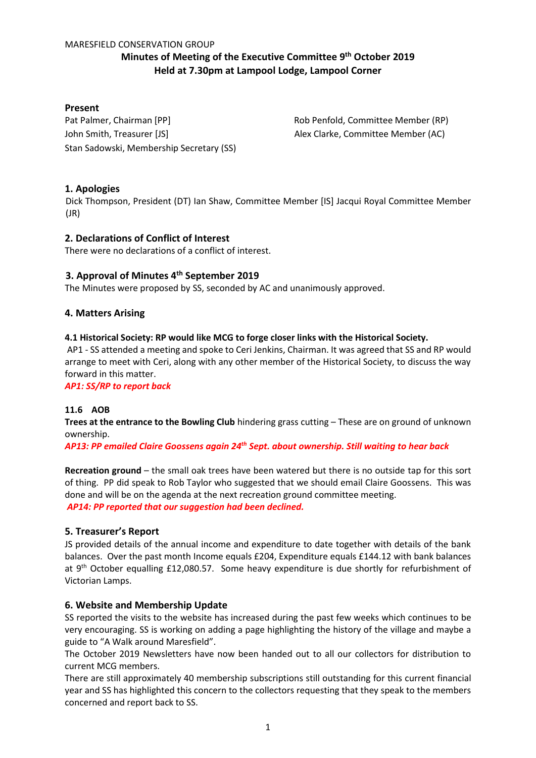MARESFIELD CONSERVATION GROUP

# Minutes of Meeting of the Executive Committee 9th October 2019
## Held at 7.30pm at Lampool Lodge, Lampool Corner

**Present**

Pat Palmer, Chairman [PP]
John Smith, Treasurer [JS]
Stan Sadowski, Membership Secretary (SS)
Rob Penfold, Committee Member (RP)
Alex Clarke, Committee Member (AC)

### 1. Apologies

Dick Thompson, President (DT) Ian Shaw, Committee Member [IS] Jacqui Royal Committee Member (JR)

### 2. Declarations of Conflict of Interest

There were no declarations of a conflict of interest.

### 3. Approval of Minutes 4th September 2019

The Minutes were proposed by SS, seconded by AC and unanimously approved.

### 4. Matters Arising

**4.1 Historical Society: RP would like MCG to forge closer links with the Historical Society.**

AP1 - SS attended a meeting and spoke to Ceri Jenkins, Chairman. It was agreed that SS and RP would arrange to meet with Ceri, along with any other member of the Historical Society, to discuss the way forward in this matter.

***AP1: SS/RP to report back***

**11.6 AOB**

**Trees at the entrance to the Bowling Club** hindering grass cutting – These are on ground of unknown ownership.

***AP13: PP emailed Claire Goossens again 24th Sept. about ownership. Still waiting to hear back***

**Recreation ground** – the small oak trees have been watered but there is no outside tap for this sort of thing. PP did speak to Rob Taylor who suggested that we should email Claire Goossens. This was done and will be on the agenda at the next recreation ground committee meeting.

***AP14: PP reported that our suggestion had been declined.***

### 5. Treasurer's Report

JS provided details of the annual income and expenditure to date together with details of the bank balances. Over the past month Income equals £204, Expenditure equals £144.12 with bank balances at 9th October equalling £12,080.57. Some heavy expenditure is due shortly for refurbishment of Victorian Lamps.

### 6. Website and Membership Update

SS reported the visits to the website has increased during the past few weeks which continues to be very encouraging. SS is working on adding a page highlighting the history of the village and maybe a guide to "A Walk around Maresfield".

The October 2019 Newsletters have now been handed out to all our collectors for distribution to current MCG members.

There are still approximately 40 membership subscriptions still outstanding for this current financial year and SS has highlighted this concern to the collectors requesting that they speak to the members concerned and report back to SS.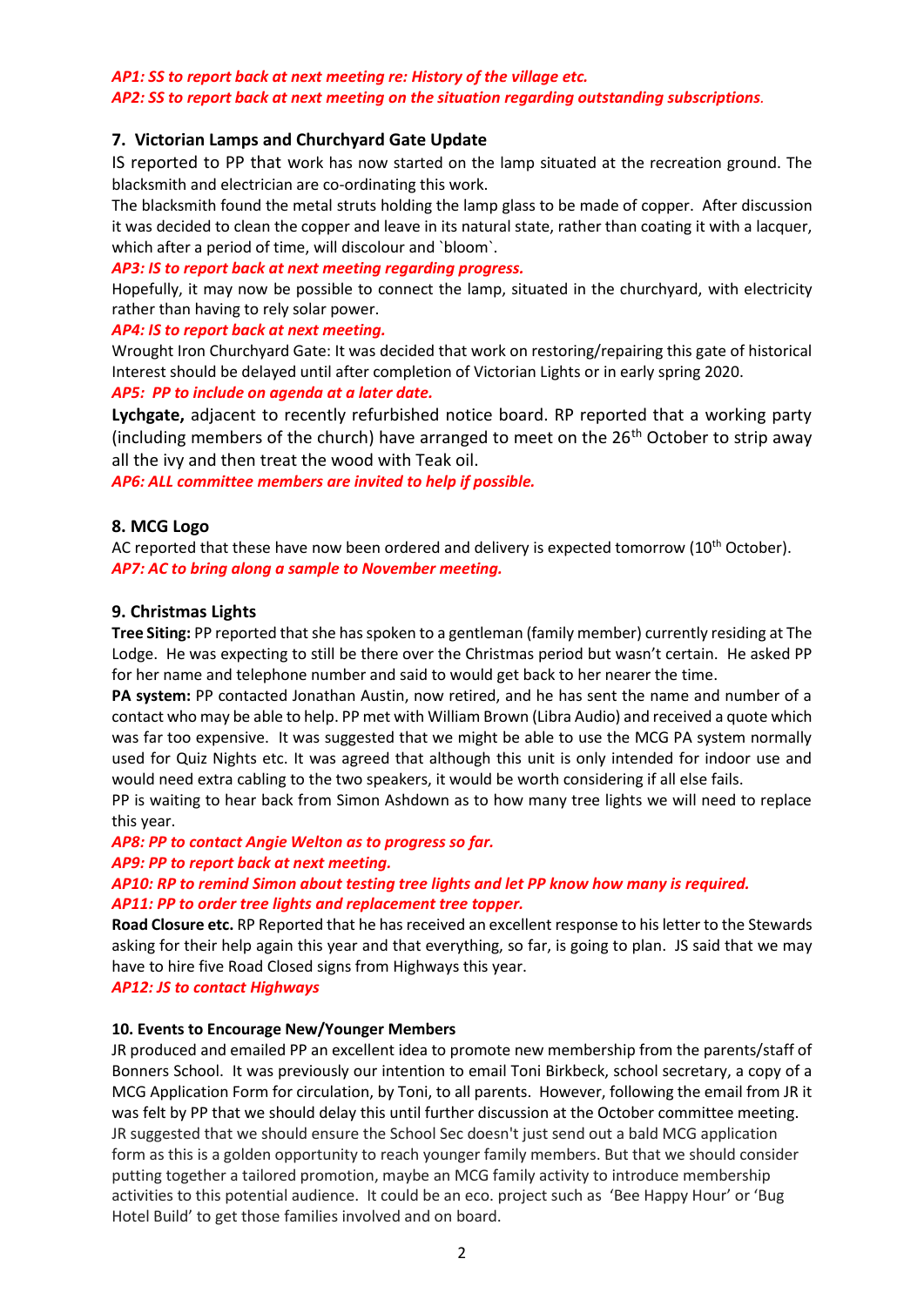*AP1: SS to report back at next meeting re: History of the village etc.*
*AP2: SS to report back at next meeting on the situation regarding outstanding subscriptions.*

## 7. Victorian Lamps and Churchyard Gate Update

IS reported to PP that work has now started on the lamp situated at the recreation ground. The blacksmith and electrician are co-ordinating this work.

The blacksmith found the metal struts holding the lamp glass to be made of copper. After discussion it was decided to clean the copper and leave in its natural state, rather than coating it with a lacquer, which after a period of time, will discolour and `bloom`.

*AP3: IS to report back at next meeting regarding progress.*

Hopefully, it may now be possible to connect the lamp, situated in the churchyard, with electricity rather than having to rely solar power.

*AP4: IS to report back at next meeting.*

Wrought Iron Churchyard Gate: It was decided that work on restoring/repairing this gate of historical Interest should be delayed until after completion of Victorian Lights or in early spring 2020.

*AP5: PP to include on agenda at a later date.*

**Lychgate,** adjacent to recently refurbished notice board. RP reported that a working party (including members of the church) have arranged to meet on the 26th October to strip away all the ivy and then treat the wood with Teak oil.

*AP6: ALL committee members are invited to help if possible.*

## 8. MCG Logo

AC reported that these have now been ordered and delivery is expected tomorrow (10th October).

*AP7: AC to bring along a sample to November meeting.*

## 9. Christmas Lights

**Tree Siting:** PP reported that she has spoken to a gentleman (family member) currently residing at The Lodge. He was expecting to still be there over the Christmas period but wasn't certain. He asked PP for her name and telephone number and said to would get back to her nearer the time.

**PA system:** PP contacted Jonathan Austin, now retired, and he has sent the name and number of a contact who may be able to help. PP met with William Brown (Libra Audio) and received a quote which was far too expensive. It was suggested that we might be able to use the MCG PA system normally used for Quiz Nights etc. It was agreed that although this unit is only intended for indoor use and would need extra cabling to the two speakers, it would be worth considering if all else fails.

PP is waiting to hear back from Simon Ashdown as to how many tree lights we will need to replace this year.

*AP8: PP to contact Angie Welton as to progress so far.*
*AP9: PP to report back at next meeting.*
*AP10: RP to remind Simon about testing tree lights and let PP know how many is required.*
*AP11: PP to order tree lights and replacement tree topper.*

**Road Closure etc.** RP Reported that he has received an excellent response to his letter to the Stewards asking for their help again this year and that everything, so far, is going to plan. JS said that we may have to hire five Road Closed signs from Highways this year.

*AP12: JS to contact Highways*

## 10. Events to Encourage New/Younger Members

JR produced and emailed PP an excellent idea to promote new membership from the parents/staff of Bonners School. It was previously our intention to email Toni Birkbeck, school secretary, a copy of a MCG Application Form for circulation, by Toni, to all parents. However, following the email from JR it was felt by PP that we should delay this until further discussion at the October committee meeting. JR suggested that we should ensure the School Sec doesn't just send out a bald MCG application form as this is a golden opportunity to reach younger family members. But that we should consider putting together a tailored promotion, maybe an MCG family activity to introduce membership activities to this potential audience. It could be an eco. project such as 'Bee Happy Hour' or 'Bug Hotel Build' to get those families involved and on board.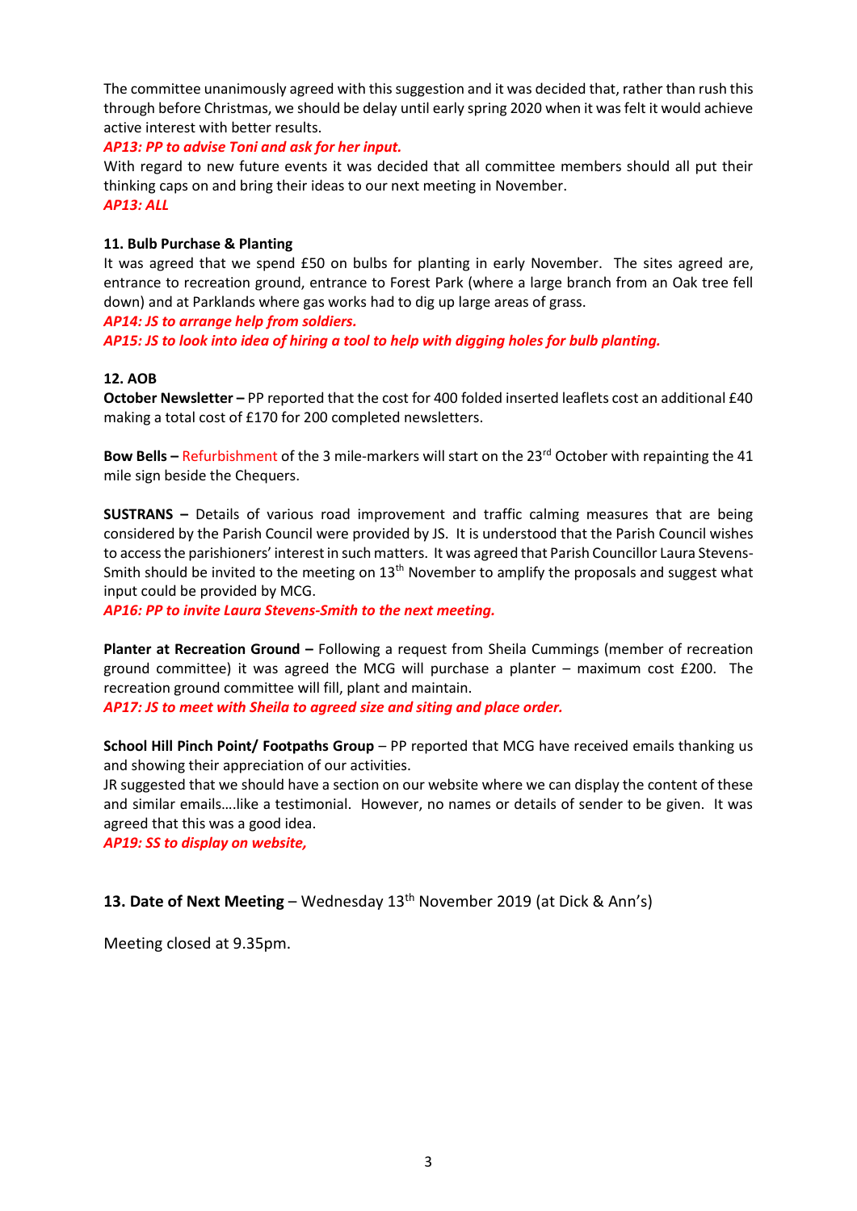The committee unanimously agreed with this suggestion and it was decided that, rather than rush this through before Christmas, we should be delay until early spring 2020 when it was felt it would achieve active interest with better results.

***AP13: PP to advise Toni and ask for her input.***

With regard to new future events it was decided that all committee members should all put their thinking caps on and bring their ideas to our next meeting in November.

***AP13: ALL***

**11. Bulb Purchase & Planting**

It was agreed that we spend £50 on bulbs for planting in early November. The sites agreed are, entrance to recreation ground, entrance to Forest Park (where a large branch from an Oak tree fell down) and at Parklands where gas works had to dig up large areas of grass.

***AP14: JS to arrange help from soldiers.***

***AP15: JS to look into idea of hiring a tool to help with digging holes for bulb planting.***

**12. AOB**

**October Newsletter –** PP reported that the cost for 400 folded inserted leaflets cost an additional £40 making a total cost of £170 for 200 completed newsletters.

**Bow Bells –** Refurbishment of the 3 mile-markers will start on the 23rd October with repainting the 41 mile sign beside the Chequers.

**SUSTRANS –** Details of various road improvement and traffic calming measures that are being considered by the Parish Council were provided by JS. It is understood that the Parish Council wishes to access the parishioners' interest in such matters. It was agreed that Parish Councillor Laura Stevens-Smith should be invited to the meeting on 13th November to amplify the proposals and suggest what input could be provided by MCG.

***AP16: PP to invite Laura Stevens-Smith to the next meeting.***

**Planter at Recreation Ground –** Following a request from Sheila Cummings (member of recreation ground committee) it was agreed the MCG will purchase a planter – maximum cost £200. The recreation ground committee will fill, plant and maintain.

***AP17: JS to meet with Sheila to agreed size and siting and place order.***

**School Hill Pinch Point/ Footpaths Group** – PP reported that MCG have received emails thanking us and showing their appreciation of our activities.

JR suggested that we should have a section on our website where we can display the content of these and similar emails….like a testimonial. However, no names or details of sender to be given. It was agreed that this was a good idea.

***AP19: SS to display on website,***

**13. Date of Next Meeting** – Wednesday 13th November 2019 (at Dick & Ann's)

Meeting closed at 9.35pm.